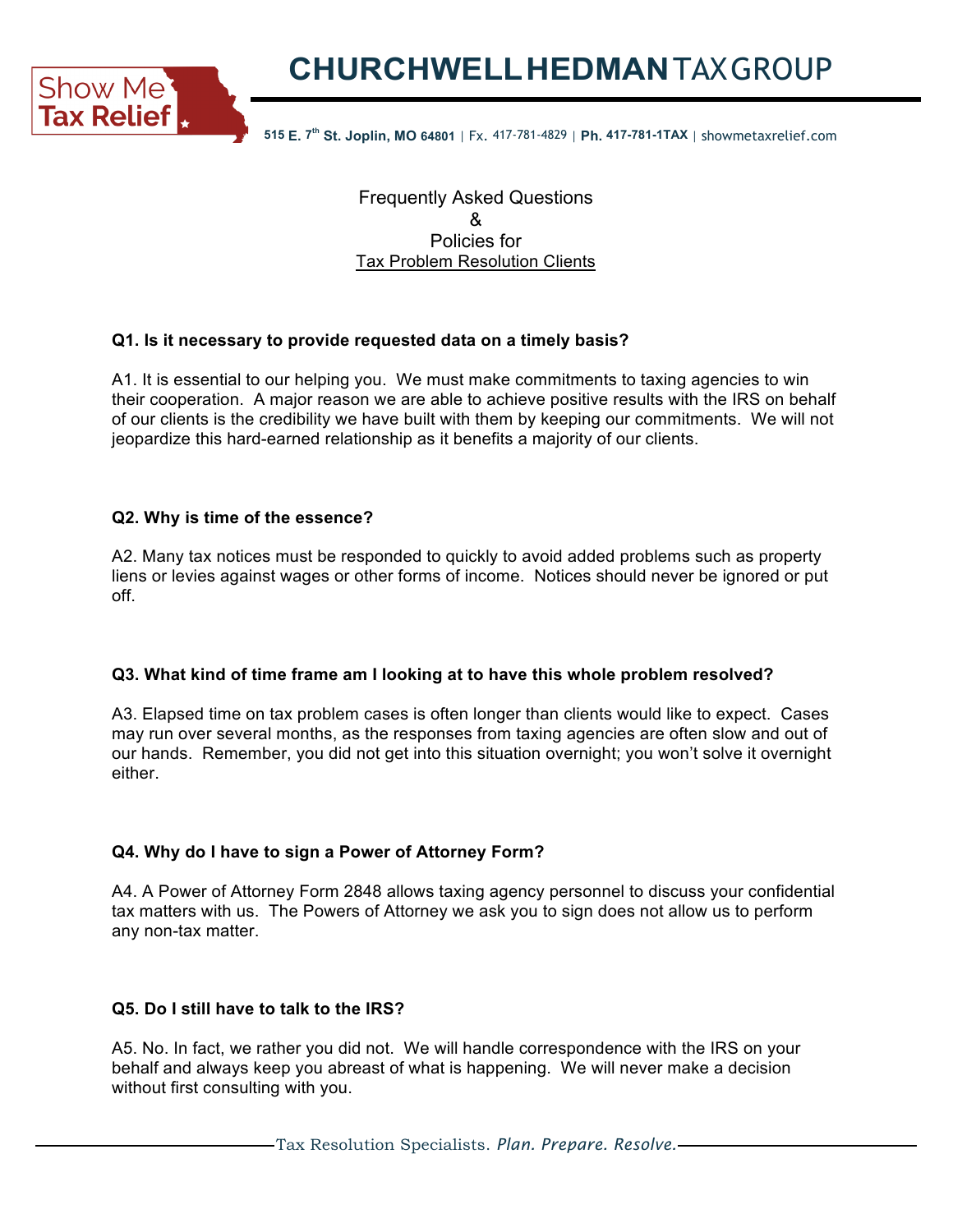# CHURCHWELL HEDMAN TAX GROUP

515 E. 7th St. Joplin, MO 64801 | Fx. 417-781-4829 | Ph. 417-781-1TAX | showmetaxrelief.com

Frequently Asked Questions
&
Policies for
Tax Problem Resolution Clients

**Q1. Is it necessary to provide requested data on a timely basis?**

A1. It is essential to our helping you. We must make commitments to taxing agencies to win their cooperation. A major reason we are able to achieve positive results with the IRS on behalf of our clients is the credibility we have built with them by keeping our commitments. We will not jeopardize this hard-earned relationship as it benefits a majority of our clients.

**Q2. Why is time of the essence?**

A2. Many tax notices must be responded to quickly to avoid added problems such as property liens or levies against wages or other forms of income. Notices should never be ignored or put off.

**Q3. What kind of time frame am I looking at to have this whole problem resolved?**

A3. Elapsed time on tax problem cases is often longer than clients would like to expect. Cases may run over several months, as the responses from taxing agencies are often slow and out of our hands. Remember, you did not get into this situation overnight; you won't solve it overnight either.

**Q4. Why do I have to sign a Power of Attorney Form?**

A4. A Power of Attorney Form 2848 allows taxing agency personnel to discuss your confidential tax matters with us. The Powers of Attorney we ask you to sign does not allow us to perform any non-tax matter.

**Q5. Do I still have to talk to the IRS?**

A5. No. In fact, we rather you did not. We will handle correspondence with the IRS on your behalf and always keep you abreast of what is happening. We will never make a decision without first consulting with you.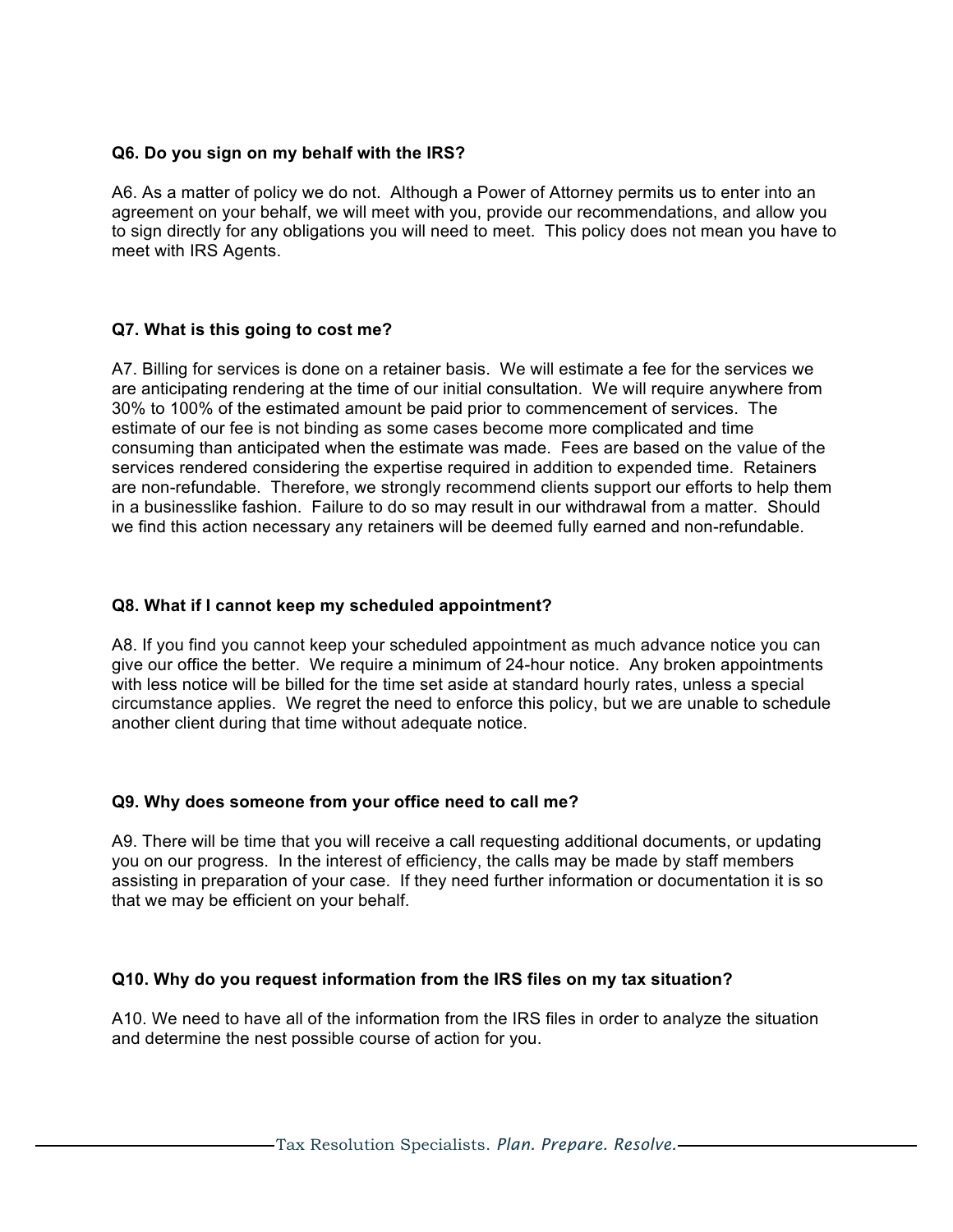**Q6. Do you sign on my behalf with the IRS?**

A6. As a matter of policy we do not. Although a Power of Attorney permits us to enter into an agreement on your behalf, we will meet with you, provide our recommendations, and allow you to sign directly for any obligations you will need to meet. This policy does not mean you have to meet with IRS Agents.

**Q7. What is this going to cost me?**

A7. Billing for services is done on a retainer basis. We will estimate a fee for the services we are anticipating rendering at the time of our initial consultation. We will require anywhere from 30% to 100% of the estimated amount be paid prior to commencement of services. The estimate of our fee is not binding as some cases become more complicated and time consuming than anticipated when the estimate was made. Fees are based on the value of the services rendered considering the expertise required in addition to expended time. Retainers are non-refundable. Therefore, we strongly recommend clients support our efforts to help them in a businesslike fashion. Failure to do so may result in our withdrawal from a matter. Should we find this action necessary any retainers will be deemed fully earned and non-refundable.

**Q8. What if I cannot keep my scheduled appointment?**

A8. If you find you cannot keep your scheduled appointment as much advance notice you can give our office the better. We require a minimum of 24-hour notice. Any broken appointments with less notice will be billed for the time set aside at standard hourly rates, unless a special circumstance applies. We regret the need to enforce this policy, but we are unable to schedule another client during that time without adequate notice.

**Q9. Why does someone from your office need to call me?**

A9. There will be time that you will receive a call requesting additional documents, or updating you on our progress. In the interest of efficiency, the calls may be made by staff members assisting in preparation of your case. If they need further information or documentation it is so that we may be efficient on your behalf.

**Q10. Why do you request information from the IRS files on my tax situation?**

A10. We need to have all of the information from the IRS files in order to analyze the situation and determine the nest possible course of action for you.